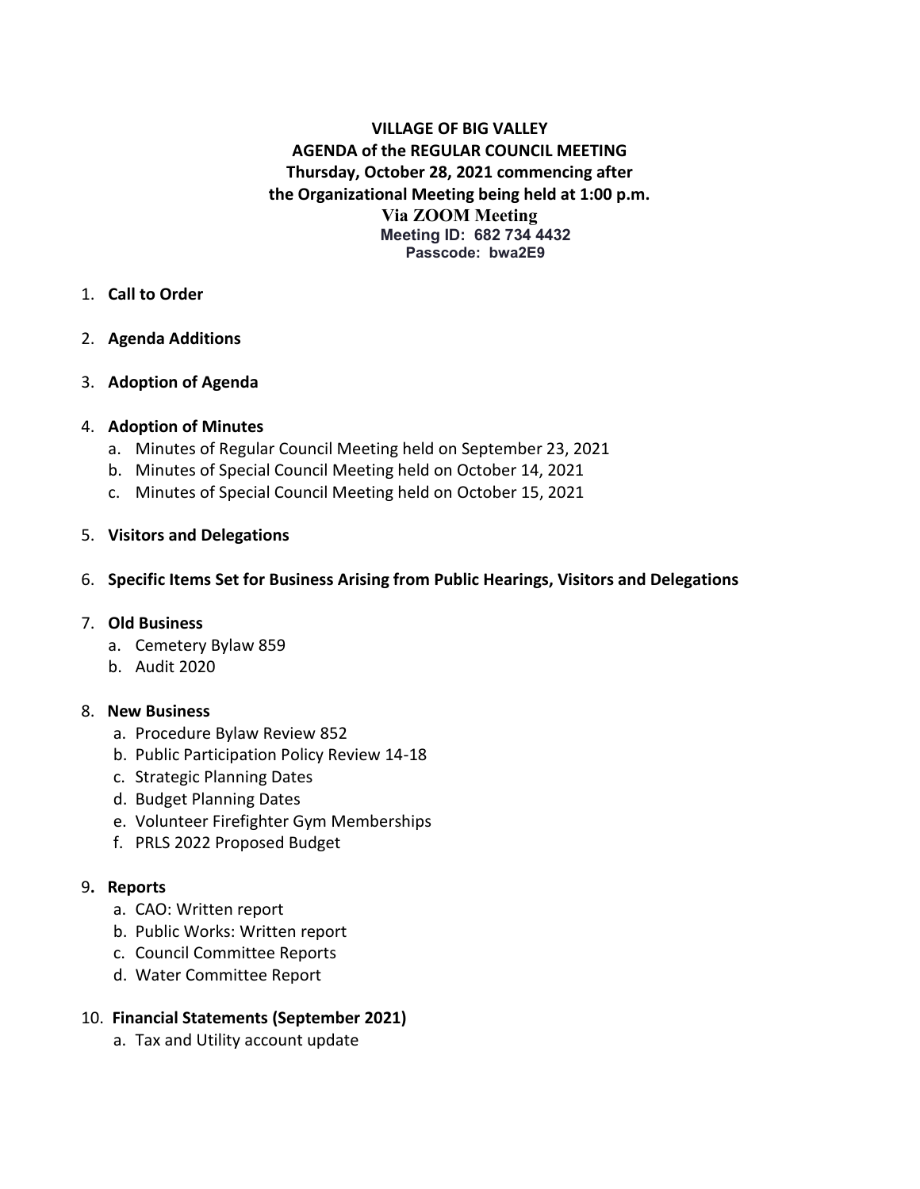**VILLAGE OF BIG VALLEY**
**AGENDA of the REGULAR COUNCIL MEETING**
**Thursday, October 28, 2021 commencing after**
**the Organizational Meeting being held at 1:00 p.m.**
**Via ZOOM Meeting**
**Meeting ID: 682 734 4432**
**Passcode: bwa2E9**

1. **Call to Order**

2. **Agenda Additions**

3. **Adoption of Agenda**

4. **Adoption of Minutes**
   a. Minutes of Regular Council Meeting held on September 23, 2021
   b. Minutes of Special Council Meeting held on October 14, 2021
   c. Minutes of Special Council Meeting held on October 15, 2021

5. **Visitors and Delegations**

6. **Specific Items Set for Business Arising from Public Hearings, Visitors and Delegations**

7. **Old Business**
   a. Cemetery Bylaw 859
   b. Audit 2020

8. **New Business**
   a. Procedure Bylaw Review 852
   b. Public Participation Policy Review 14-18
   c. Strategic Planning Dates
   d. Budget Planning Dates
   e. Volunteer Firefighter Gym Memberships
   f. PRLS 2022 Proposed Budget

9. **Reports**
   a. CAO: Written report
   b. Public Works: Written report
   c. Council Committee Reports
   d. Water Committee Report

10. **Financial Statements (September 2021)**
    a. Tax and Utility account update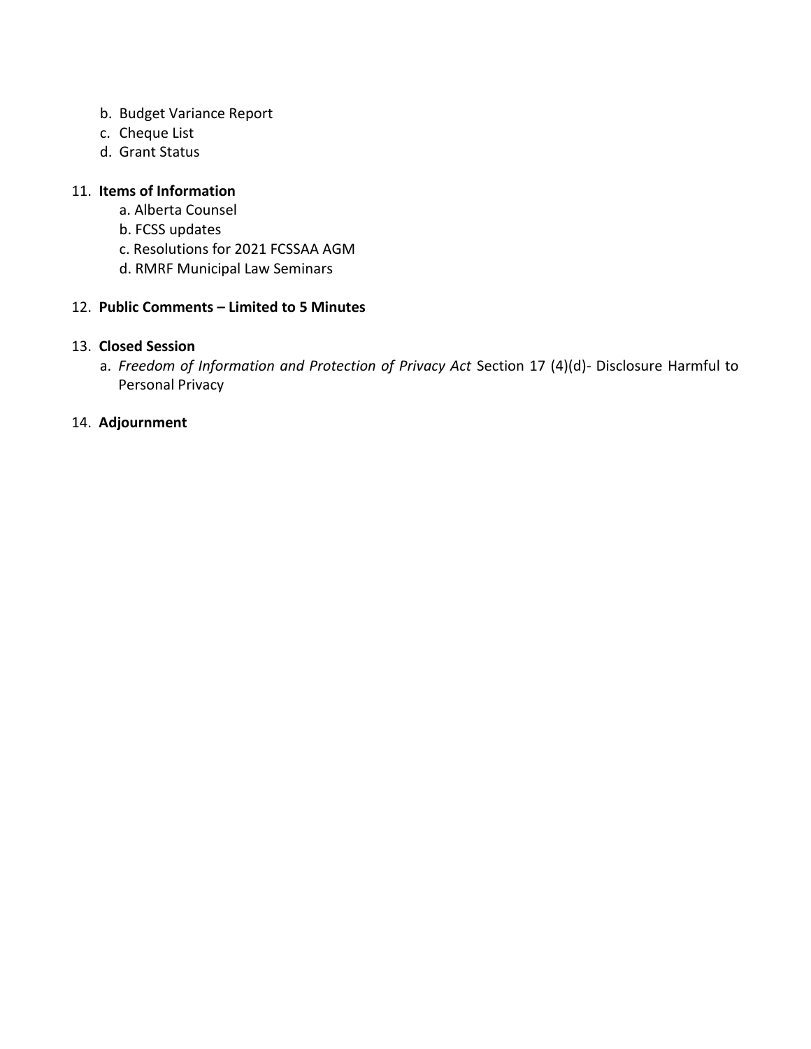b. Budget Variance Report
   c. Cheque List
   d. Grant Status

11. **Items of Information**
    a. Alberta Counsel
    b. FCSS updates
    c. Resolutions for 2021 FCSSAA AGM
    d. RMRF Municipal Law Seminars

12. **Public Comments – Limited to 5 Minutes**

13. **Closed Session**
    a. *Freedom of Information and Protection of Privacy Act* Section 17 (4)(d)- Disclosure Harmful to Personal Privacy

14. **Adjournment**